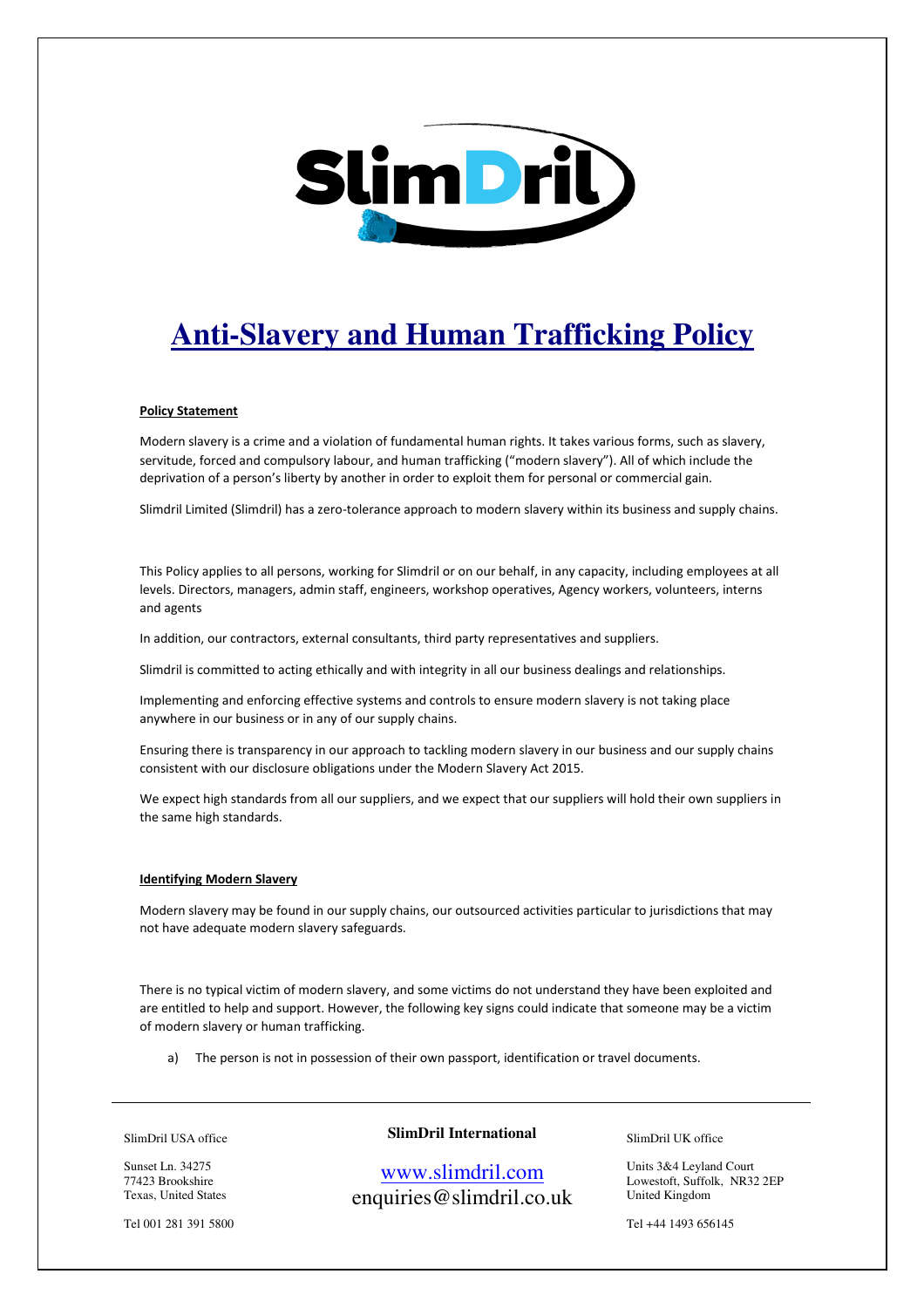# Anti-Slavery and Human Trafficking Policy

**Policy Statement**

Modern slavery is a crime and a violation of fundamental human rights. It takes various forms, such as slavery, servitude, forced and compulsory labour, and human trafficking ("modern slavery"). All of which include the deprivation of a person's liberty by another in order to exploit them for personal or commercial gain.

Slimdril Limited (Slimdril) has a zero-tolerance approach to modern slavery within its business and supply chains.

This Policy applies to all persons, working for Slimdril or on our behalf, in any capacity, including employees at all levels. Directors, managers, admin staff, engineers, workshop operatives, Agency workers, volunteers, interns and agents

In addition, our contractors, external consultants, third party representatives and suppliers.

Slimdril is committed to acting ethically and with integrity in all our business dealings and relationships.

Implementing and enforcing effective systems and controls to ensure modern slavery is not taking place anywhere in our business or in any of our supply chains.

Ensuring there is transparency in our approach to tackling modern slavery in our business and our supply chains consistent with our disclosure obligations under the Modern Slavery Act 2015.

We expect high standards from all our suppliers, and we expect that our suppliers will hold their own suppliers in the same high standards.

**Identifying Modern Slavery**

Modern slavery may be found in our supply chains, our outsourced activities particular to jurisdictions that may not have adequate modern slavery safeguards.

There is no typical victim of modern slavery, and some victims do not understand they have been exploited and are entitled to help and support. However, the following key signs could indicate that someone may be a victim of modern slavery or human trafficking.

a) The person is not in possession of their own passport, identification or travel documents.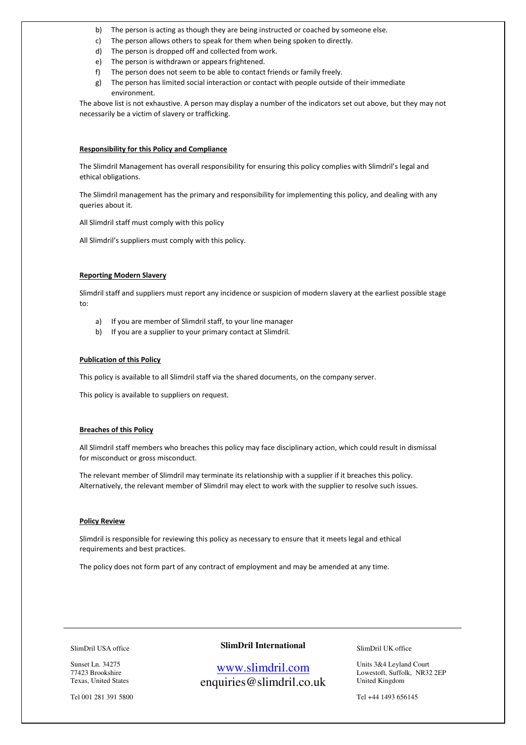b) The person is acting as though they are being instructed or coached by someone else.
c) The person allows others to speak for them when being spoken to directly.
d) The person is dropped off and collected from work.
e) The person is withdrawn or appears frightened.
f) The person does not seem to be able to contact friends or family freely.
g) The person has limited social interaction or contact with people outside of their immediate environment.

The above list is not exhaustive. A person may display a number of the indicators set out above, but they may not necessarily be a victim of slavery or trafficking.

**Responsibility for this Policy and Compliance**

The Slimdril Management has overall responsibility for ensuring this policy complies with Slimdril's legal and ethical obligations.

The Slimdril management has the primary and responsibility for implementing this policy, and dealing with any queries about it.

All Slimdril staff must comply with this policy

All Slimdril's suppliers must comply with this policy.

**Reporting Modern Slavery**

Slimdril staff and suppliers must report any incidence or suspicion of modern slavery at the earliest possible stage to:

a) If you are member of Slimdril staff, to your line manager
b) If you are a supplier to your primary contact at Slimdril.

**Publication of this Policy**

This policy is available to all Slimdril staff via the shared documents, on the company server.

This policy is available to suppliers on request.

**Breaches of this Policy**

All Slimdril staff members who breaches this policy may face disciplinary action, which could result in dismissal for misconduct or gross misconduct.

The relevant member of Slimdril may terminate its relationship with a supplier if it breaches this policy. Alternatively, the relevant member of Slimdril may elect to work with the supplier to resolve such issues.

**Policy Review**

Slimdril is responsible for reviewing this policy as necessary to ensure that it meets legal and ethical requirements and best practices.

The policy does not form part of any contract of employment and may be amended at any time.